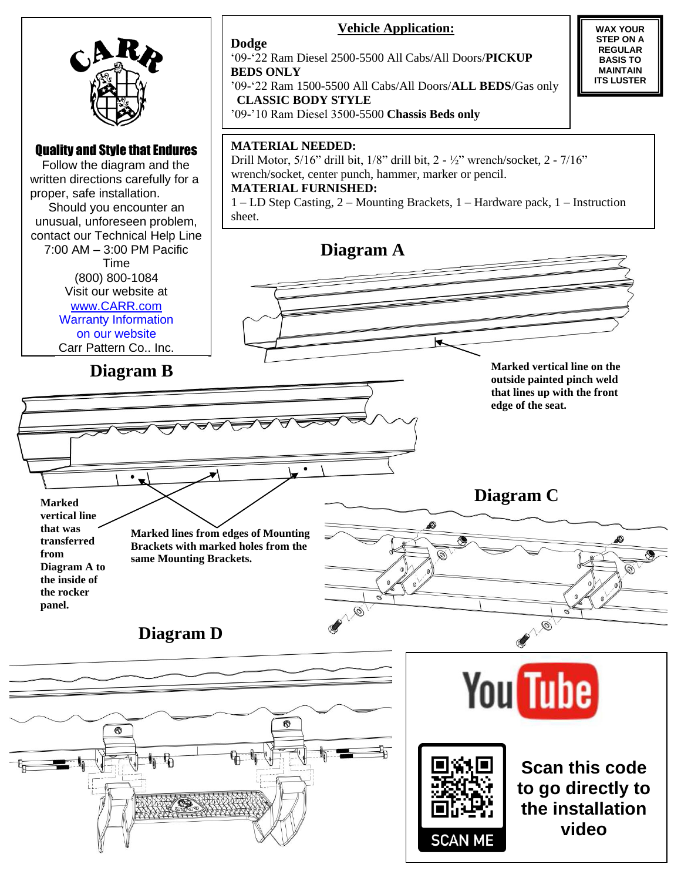CARR

**Quality and Style that Endures**

Follow the diagram and the written directions carefully for a proper, safe installation.

Should you encounter an unusual, unforeseen problem, contact our Technical Help Line 7:00 AM – 3:00 PM Pacific Time

(800) 800-1084

Visit our website at

www.CARR.com

Warranty Information on our website

Carr Pattern Co.. Inc.

## Vehicle Application:

**Dodge**

'09-'22 Ram Diesel 2500-5500 All Cabs/All Doors/**PICKUP BEDS ONLY**

'09-'22 Ram 1500-5500 All Cabs/All Doors/**ALL BEDS**/Gas only **CLASSIC BODY STYLE**

'09-'10 Ram Diesel 3500-5500 **Chassis Beds only**

**WAX YOUR STEP ON A REGULAR BASIS TO MAINTAIN ITS LUSTER**

**MATERIAL NEEDED:**

Drill Motor, 5/16" drill bit, 1/8" drill bit, 2 - ½" wrench/socket, 2 - 7/16" wrench/socket, center punch, hammer, marker or pencil.

**MATERIAL FURNISHED:**

1 – LD Step Casting, 2 – Mounting Brackets, 1 – Hardware pack, 1 – Instruction sheet.

## Diagram A

**Marked vertical line on the outside painted pinch weld that lines up with the front edge of the seat.**

## Diagram B

**Marked vertical line that was transferred from Diagram A to the inside of the rocker panel.**

**Marked lines from edges of Mounting Brackets with marked holes from the same Mounting Brackets.**

## Diagram C

## Diagram D

**Scan this code to go directly to the installation video**

SCAN ME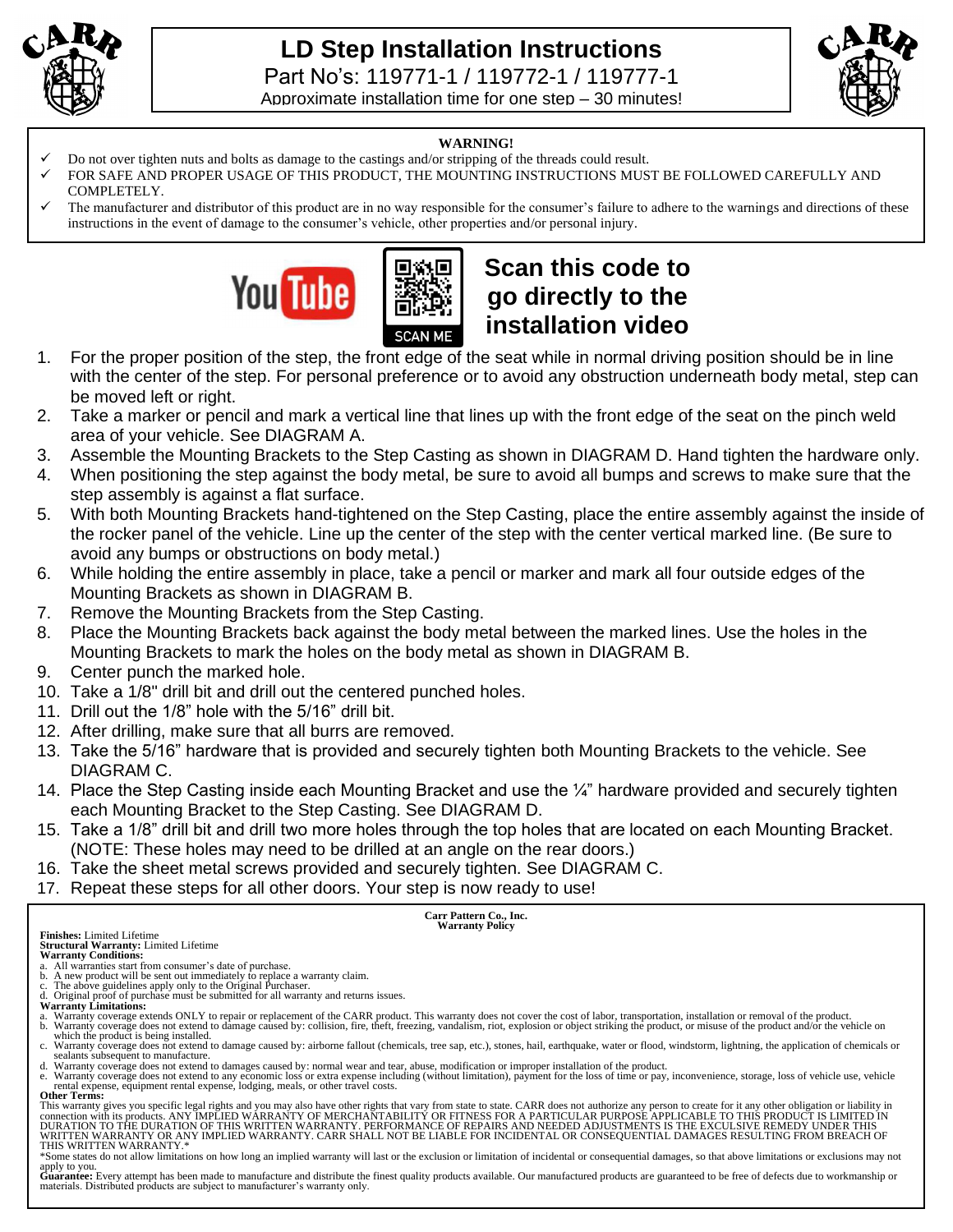# LD Step Installation Instructions

Part No's: 119771-1 / 119772-1 / 119777-1

Approximate installation time for one step – 30 minutes!

**WARNING!**

- ✓ Do not over tighten nuts and bolts as damage to the castings and/or stripping of the threads could result.
- ✓ FOR SAFE AND PROPER USAGE OF THIS PRODUCT, THE MOUNTING INSTRUCTIONS MUST BE FOLLOWED CAREFULLY AND COMPLETELY.
- ✓ The manufacturer and distributor of this product are in no way responsible for the consumer's failure to adhere to the warnings and directions of these instructions in the event of damage to the consumer's vehicle, other properties and/or personal injury.

SCAN ME

**Scan this code to go directly to the installation video**

1. For the proper position of the step, the front edge of the seat while in normal driving position should be in line with the center of the step. For personal preference or to avoid any obstruction underneath body metal, step can be moved left or right.
2. Take a marker or pencil and mark a vertical line that lines up with the front edge of the seat on the pinch weld area of your vehicle. See DIAGRAM A.
3. Assemble the Mounting Brackets to the Step Casting as shown in DIAGRAM D. Hand tighten the hardware only.
4. When positioning the step against the body metal, be sure to avoid all bumps and screws to make sure that the step assembly is against a flat surface.
5. With both Mounting Brackets hand-tightened on the Step Casting, place the entire assembly against the inside of the rocker panel of the vehicle. Line up the center of the step with the center vertical marked line. (Be sure to avoid any bumps or obstructions on body metal.)
6. While holding the entire assembly in place, take a pencil or marker and mark all four outside edges of the Mounting Brackets as shown in DIAGRAM B.
7. Remove the Mounting Brackets from the Step Casting.
8. Place the Mounting Brackets back against the body metal between the marked lines. Use the holes in the Mounting Brackets to mark the holes on the body metal as shown in DIAGRAM B.
9. Center punch the marked hole.
10. Take a 1/8" drill bit and drill out the centered punched holes.
11. Drill out the 1/8" hole with the 5/16" drill bit.
12. After drilling, make sure that all burrs are removed.
13. Take the 5/16" hardware that is provided and securely tighten both Mounting Brackets to the vehicle. See DIAGRAM C.
14. Place the Step Casting inside each Mounting Bracket and use the ¼" hardware provided and securely tighten each Mounting Bracket to the Step Casting. See DIAGRAM D.
15. Take a 1/8" drill bit and drill two more holes through the top holes that are located on each Mounting Bracket. (NOTE: These holes may need to be drilled at an angle on the rear doors.)
16. Take the sheet metal screws provided and securely tighten. See DIAGRAM C.
17. Repeat these steps for all other doors. Your step is now ready to use!

**Carr Pattern Co., Inc.**
**Warranty Policy**

**Finishes:** Limited Lifetime
**Structural Warranty:** Limited Lifetime
**Warranty Conditions:**

a. All warranties start from consumer's date of purchase.
b. A new product will be sent out immediately to replace a warranty claim.
c. The above guidelines apply only to the Original Purchaser.
d. Original proof of purchase must be submitted for all warranty and returns issues.

**Warranty Limitations:**

a. Warranty coverage extends ONLY to repair or replacement of the CARR product. This warranty does not cover the cost of labor, transportation, installation or removal of the product.
b. Warranty coverage does not extend to damage caused by: collision, fire, theft, freezing, vandalism, riot, explosion or object striking the product, or misuse of the product and/or the vehicle on which the product is being installed.
c. Warranty coverage does not extend to damage caused by: airborne fallout (chemicals, tree sap, etc.), stones, hail, earthquake, water or flood, windstorm, lightning, the application of chemicals or sealants subsequent to manufacture.
d. Warranty coverage does not extend to damages caused by: normal wear and tear, abuse, modification or improper installation of the product.
e. Warranty coverage does not extend to any economic loss or extra expense including (without limitation), payment for the loss of time or pay, inconvenience, storage, loss of vehicle use, vehicle rental expense, equipment rental expense, lodging, meals, or other travel costs.

**Other Terms:**

This warranty gives you specific legal rights and you may also have other rights that vary from state to state. CARR does not authorize any person to create for it any other obligation or liability in connection with its products. ANY IMPLIED WARRANTY OF MERCHANTABILITY OR FITNESS FOR A PARTICULAR PURPOSE APPLICABLE TO THIS PRODUCT IS LIMITED IN DURATION TO THE DURATION OF THIS WRITTEN WARRANTY. PERFORMANCE OF REPAIRS AND NEEDED ADJUSTMENTS IS THE EXCULSIVE REMEDY UNDER THIS WRITTEN WARRANTY OR ANY IMPLIED WARRANTY. CARR SHALL NOT BE LIABLE FOR INCIDENTAL OR CONSEQUENTIAL DAMAGES RESULTING FROM BREACH OF THIS WRITTEN WARRANTY.*

*Some states do not allow limitations on how long an implied warranty will last or the exclusion or limitation of incidental or consequential damages, so that above limitations or exclusions may not apply to you.

**Guarantee:** Every attempt has been made to manufacture and distribute the finest quality products available. Our manufactured products are guaranteed to be free of defects due to workmanship or materials. Distributed products are subject to manufacturer's warranty only.